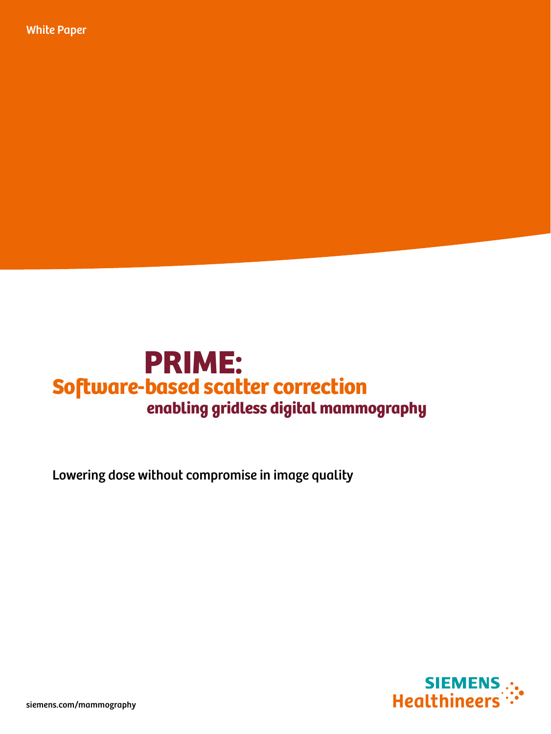White Paper

# PRIME:
## Software-based scatter correction
### enabling gridless digital mammography

Lowering dose without compromise in image quality

siemens.com/mammography

SIEMENS Healthineers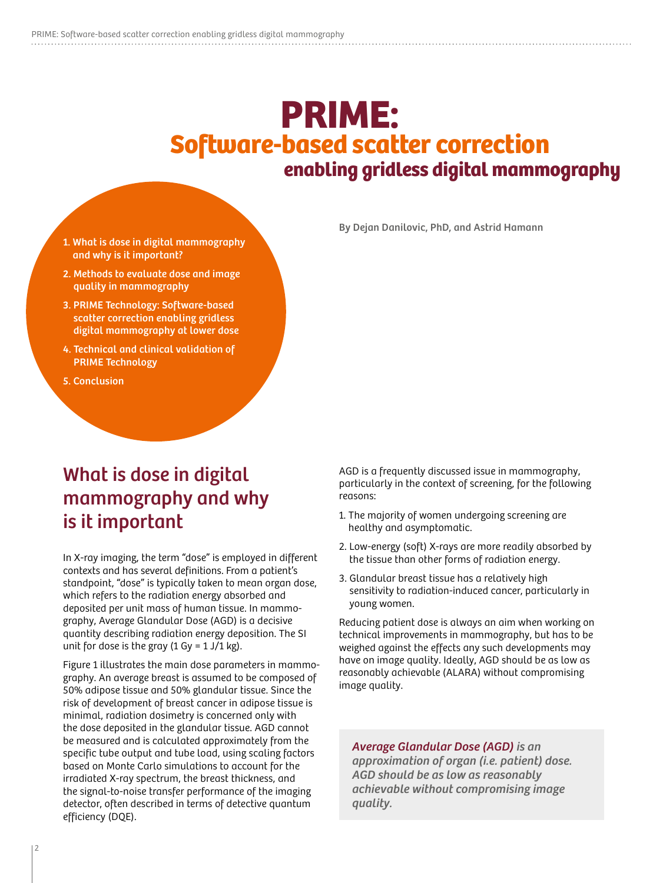# PRIME:
## Software-based scatter correction
### enabling gridless digital mammography

By Dejan Danilovic, PhD, and Astrid Hamann

1. What is dose in digital mammography and why is it important?
2. Methods to evaluate dose and image quality in mammography
3. PRIME Technology: Software-based scatter correction enabling gridless digital mammography at lower dose
4. Technical and clinical validation of PRIME Technology
5. Conclusion

## What is dose in digital mammography and why is it important

In X-ray imaging, the term "dose" is employed in different contexts and has several definitions. From a patient's standpoint, "dose" is typically taken to mean organ dose, which refers to the radiation energy absorbed and deposited per unit mass of human tissue. In mammography, Average Glandular Dose (AGD) is a decisive quantity describing radiation energy deposition. The SI unit for dose is the gray (1 Gy = 1 J/1 kg).

Figure 1 illustrates the main dose parameters in mammography. An average breast is assumed to be composed of 50% adipose tissue and 50% glandular tissue. Since the risk of development of breast cancer in adipose tissue is minimal, radiation dosimetry is concerned only with the dose deposited in the glandular tissue. AGD cannot be measured and is calculated approximately from the specific tube output and tube load, using scaling factors based on Monte Carlo simulations to account for the irradiated X-ray spectrum, the breast thickness, and the signal-to-noise transfer performance of the imaging detector, often described in terms of detective quantum efficiency (DQE).

AGD is a frequently discussed issue in mammography, particularly in the context of screening, for the following reasons:

1. The majority of women undergoing screening are healthy and asymptomatic.
2. Low-energy (soft) X-rays are more readily absorbed by the tissue than other forms of radiation energy.
3. Glandular breast tissue has a relatively high sensitivity to radiation-induced cancer, particularly in young women.

Reducing patient dose is always an aim when working on technical improvements in mammography, but has to be weighed against the effects any such developments may have on image quality. Ideally, AGD should be as low as reasonably achievable (ALARA) without compromising image quality.

> ***Average Glandular Dose (AGD)** is an approximation of organ (i.e. patient) dose. AGD should be as low as reasonably achievable without compromising image quality.*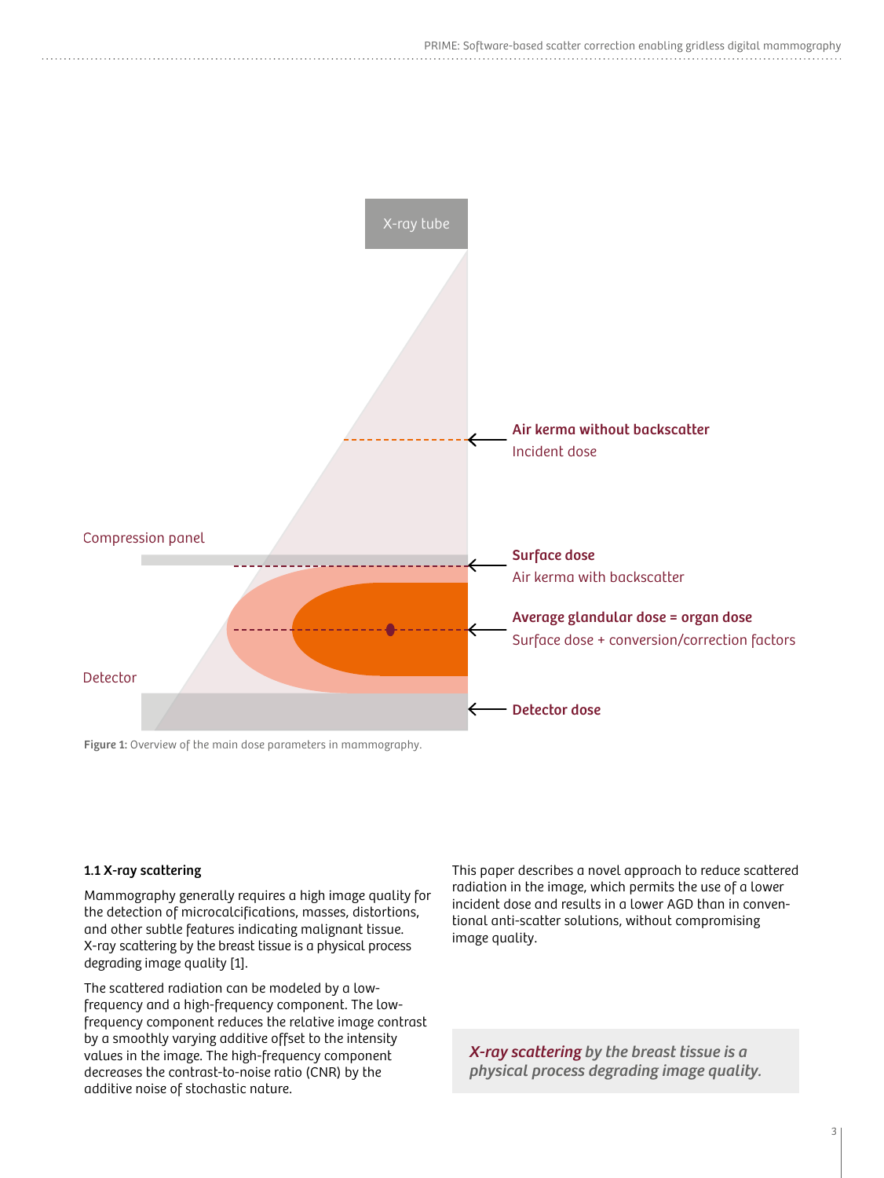X-ray tube

**Air kerma without backscatter**
Incident dose

Compression panel

**Surface dose**
Air kerma with backscatter

**Average glandular dose = organ dose**
Surface dose + conversion/correction factors

Detector

**Detector dose**

**Figure 1:** Overview of the main dose parameters in mammography.

### 1.1 X-ray scattering

Mammography generally requires a high image quality for the detection of microcalcifications, masses, distortions, and other subtle features indicating malignant tissue. X-ray scattering by the breast tissue is a physical process degrading image quality [1].

The scattered radiation can be modeled by a low-frequency and a high-frequency component. The low-frequency component reduces the relative image contrast by a smoothly varying additive offset to the intensity values in the image. The high-frequency component decreases the contrast-to-noise ratio (CNR) by the additive noise of stochastic nature.

This paper describes a novel approach to reduce scattered radiation in the image, which permits the use of a lower incident dose and results in a lower AGD than in conventional anti-scatter solutions, without compromising image quality.

> ***X-ray scattering** by the breast tissue is a physical process degrading image quality.*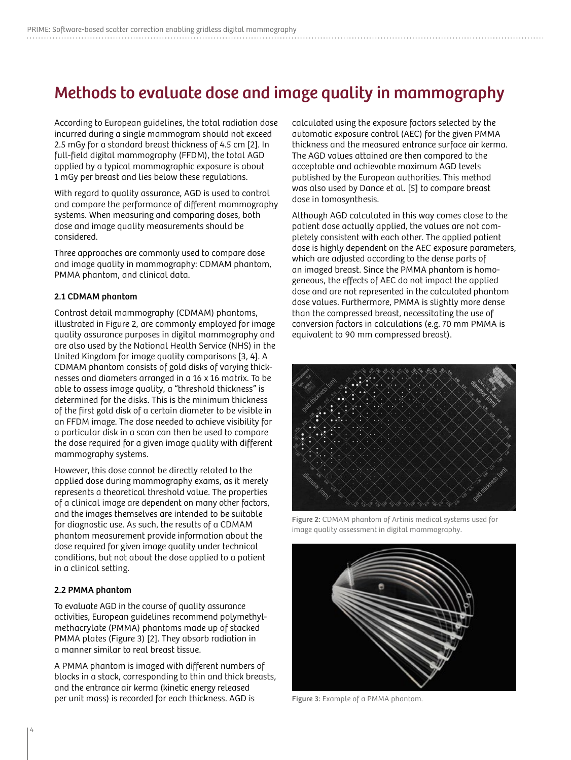# Methods to evaluate dose and image quality in mammography

According to European guidelines, the total radiation dose incurred during a single mammogram should not exceed 2.5 mGy for a standard breast thickness of 4.5 cm [2]. In full-field digital mammography (FFDM), the total AGD applied by a typical mammographic exposure is about 1 mGy per breast and lies below these regulations.

With regard to quality assurance, AGD is used to control and compare the performance of different mammography systems. When measuring and comparing doses, both dose and image quality measurements should be considered.

Three approaches are commonly used to compare dose and image quality in mammography: CDMAM phantom, PMMA phantom, and clinical data.

### 2.1 CDMAM phantom

Contrast detail mammography (CDMAM) phantoms, illustrated in Figure 2, are commonly employed for image quality assurance purposes in digital mammography and are also used by the National Health Service (NHS) in the United Kingdom for image quality comparisons [3, 4]. A CDMAM phantom consists of gold disks of varying thicknesses and diameters arranged in a 16 x 16 matrix. To be able to assess image quality, a "threshold thickness" is determined for the disks. This is the minimum thickness of the first gold disk of a certain diameter to be visible in an FFDM image. The dose needed to achieve visibility for a particular disk in a scan can then be used to compare the dose required for a given image quality with different mammography systems.

However, this dose cannot be directly related to the applied dose during mammography exams, as it merely represents a theoretical threshold value. The properties of a clinical image are dependent on many other factors, and the images themselves are intended to be suitable for diagnostic use. As such, the results of a CDMAM phantom measurement provide information about the dose required for given image quality under technical conditions, but not about the dose applied to a patient in a clinical setting.

### 2.2 PMMA phantom

To evaluate AGD in the course of quality assurance activities, European guidelines recommend polymethylmethacrylate (PMMA) phantoms made up of stacked PMMA plates (Figure 3) [2]. They absorb radiation in a manner similar to real breast tissue.

A PMMA phantom is imaged with different numbers of blocks in a stack, corresponding to thin and thick breasts, and the entrance air kerma (kinetic energy released per unit mass) is recorded for each thickness. AGD is calculated using the exposure factors selected by the automatic exposure control (AEC) for the given PMMA thickness and the measured entrance surface air kerma. The AGD values attained are then compared to the acceptable and achievable maximum AGD levels published by the European authorities. This method was also used by Dance et al. [5] to compare breast dose in tomosynthesis.

Although AGD calculated in this way comes close to the patient dose actually applied, the values are not completely consistent with each other. The applied patient dose is highly dependent on the AEC exposure parameters, which are adjusted according to the dense parts of an imaged breast. Since the PMMA phantom is homogeneous, the effects of AEC do not impact the applied dose and are not represented in the calculated phantom dose values. Furthermore, PMMA is slightly more dense than the compressed breast, necessitating the use of conversion factors in calculations (e.g. 70 mm PMMA is equivalent to 90 mm compressed breast).

**Figure 2:** CDMAM phantom of Artinis medical systems used for image quality assessment in digital mammography.

**Figure 3:** Example of a PMMA phantom.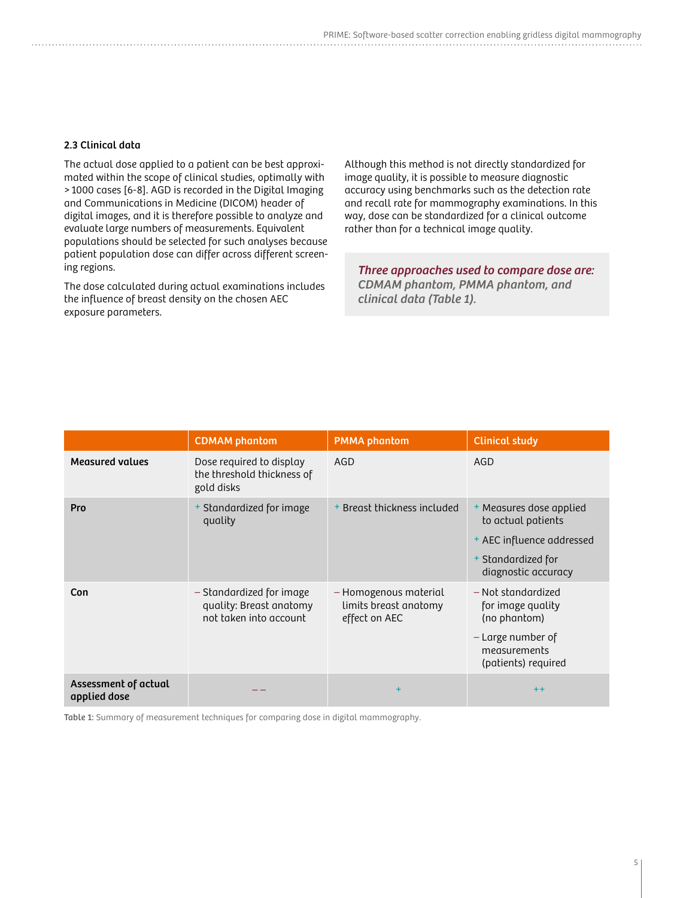### 2.3 Clinical data

The actual dose applied to a patient can be best approximated within the scope of clinical studies, optimally with > 1000 cases [6-8]. AGD is recorded in the Digital Imaging and Communications in Medicine (DICOM) header of digital images, and it is therefore possible to analyze and evaluate large numbers of measurements. Equivalent populations should be selected for such analyses because patient population dose can differ across different screening regions.

The dose calculated during actual examinations includes the influence of breast density on the chosen AEC exposure parameters.

Although this method is not directly standardized for image quality, it is possible to measure diagnostic accuracy using benchmarks such as the detection rate and recall rate for mammography examinations. In this way, dose can be standardized for a clinical outcome rather than for a technical image quality.

> ***Three approaches used to compare dose are:*** *CDMAM phantom, PMMA phantom, and clinical data (Table 1).*

| | CDMAM phantom | PMMA phantom | Clinical study |
|---|---|---|---|
| **Measured values** | Dose required to display the threshold thickness of gold disks | AGD | AGD |
| **Pro** | + Standardized for image quality | + Breast thickness included | + Measures dose applied to actual patients<br>+ AEC influence addressed<br>+ Standardized for diagnostic accuracy |
| **Con** | – Standardized for image quality: Breast anatomy not taken into account | – Homogenous material limits breast anatomy effect on AEC | – Not standardized for image quality (no phantom)<br>– Large number of measurements (patients) required |
| **Assessment of actual applied dose** | – – | + | ++ |

**Table 1:** Summary of measurement techniques for comparing dose in digital mammography.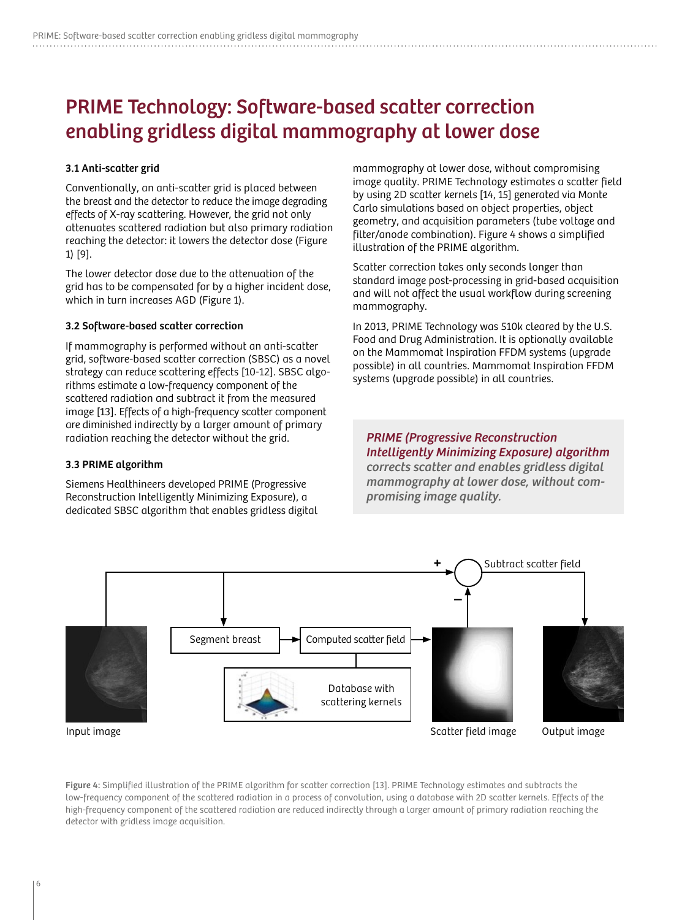# PRIME Technology: Software-based scatter correction enabling gridless digital mammography at lower dose

### 3.1 Anti-scatter grid

Conventionally, an anti-scatter grid is placed between the breast and the detector to reduce the image degrading effects of X-ray scattering. However, the grid not only attenuates scattered radiation but also primary radiation reaching the detector: it lowers the detector dose (Figure 1) [9].

The lower detector dose due to the attenuation of the grid has to be compensated for by a higher incident dose, which in turn increases AGD (Figure 1).

### 3.2 Software-based scatter correction

If mammography is performed without an anti-scatter grid, software-based scatter correction (SBSC) as a novel strategy can reduce scattering effects [10-12]. SBSC algorithms estimate a low-frequency component of the scattered radiation and subtract it from the measured image [13]. Effects of a high-frequency scatter component are diminished indirectly by a larger amount of primary radiation reaching the detector without the grid.

### 3.3 PRIME algorithm

Siemens Healthineers developed PRIME (Progressive Reconstruction Intelligently Minimizing Exposure), a dedicated SBSC algorithm that enables gridless digital mammography at lower dose, without compromising image quality. PRIME Technology estimates a scatter field by using 2D scatter kernels [14, 15] generated via Monte Carlo simulations based on object properties, object geometry, and acquisition parameters (tube voltage and filter/anode combination). Figure 4 shows a simplified illustration of the PRIME algorithm.

Scatter correction takes only seconds longer than standard image post-processing in grid-based acquisition and will not affect the usual workflow during screening mammography.

In 2013, PRIME Technology was 510k cleared by the U.S. Food and Drug Administration. It is optionally available on the Mammomat Inspiration FFDM systems (upgrade possible) in all countries. Mammomat Inspiration FFDM systems (upgrade possible) in all countries.

> ***PRIME (Progressive Reconstruction Intelligently Minimizing Exposure) algorithm** corrects scatter and enables gridless digital mammography at lower dose, without compromising image quality.*

**Figure 4**: Simplified illustration of the PRIME algorithm for scatter correction [13]. PRIME Technology estimates and subtracts the low-frequency component of the scattered radiation in a process of convolution, using a database with 2D scatter kernels. Effects of the high-frequency component of the scattered radiation are reduced indirectly through a larger amount of primary radiation reaching the detector with gridless image acquisition.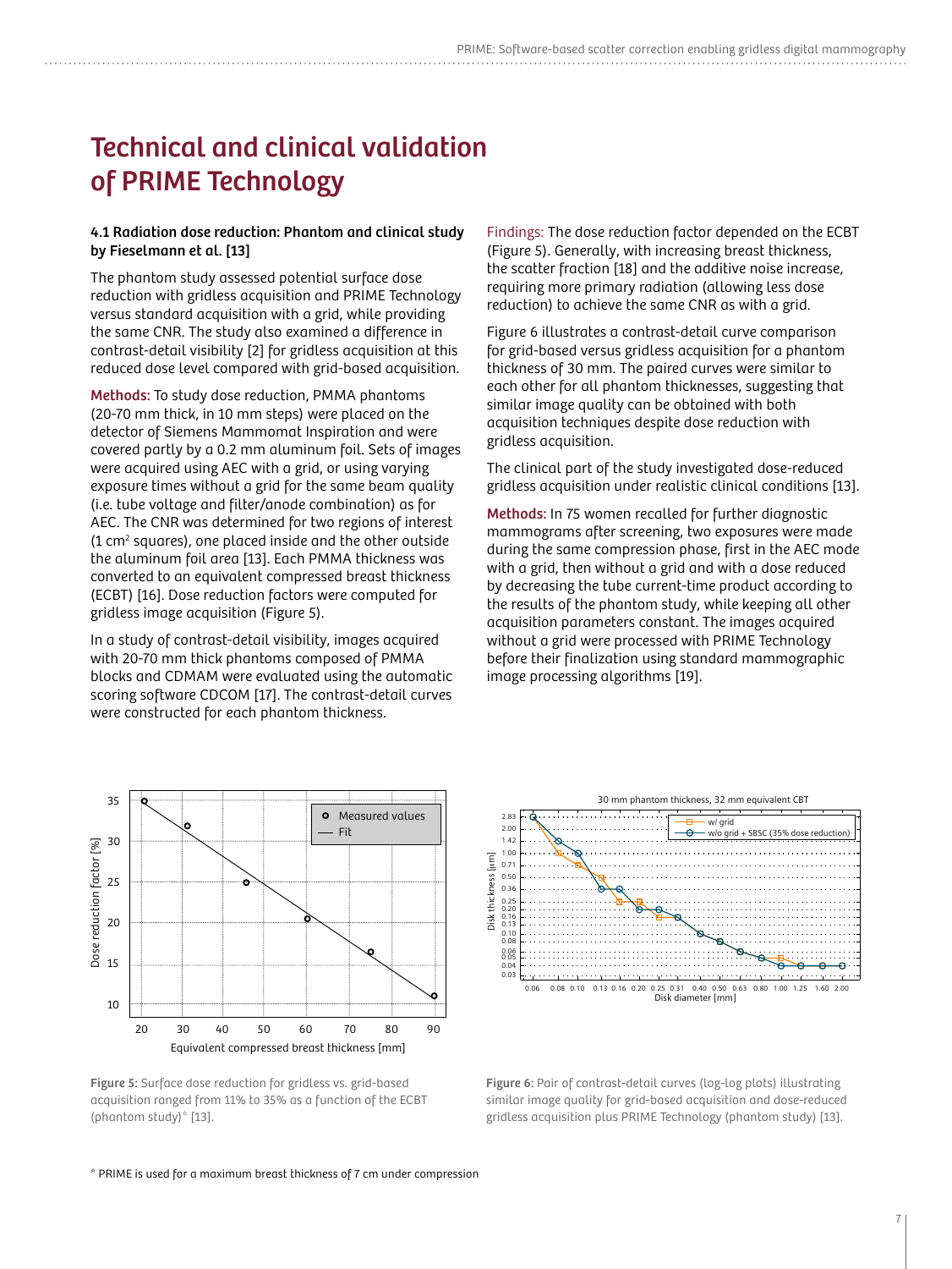# Technical and clinical validation of PRIME Technology

**4.1 Radiation dose reduction: Phantom and clinical study by Fieselmann et al. [13]**

The phantom study assessed potential surface dose reduction with gridless acquisition and PRIME Technology versus standard acquisition with a grid, while providing the same CNR. The study also examined a difference in contrast-detail visibility [2] for gridless acquisition at this reduced dose level compared with grid-based acquisition.

**Methods:** To study dose reduction, PMMA phantoms (20-70 mm thick, in 10 mm steps) were placed on the detector of Siemens Mammomat Inspiration and were covered partly by a 0.2 mm aluminum foil. Sets of images were acquired using AEC with a grid, or using varying exposure times without a grid for the same beam quality (i.e. tube voltage and filter/anode combination) as for AEC. The CNR was determined for two regions of interest (1 cm$^2$ squares), one placed inside and the other outside the aluminum foil area [13]. Each PMMA thickness was converted to an equivalent compressed breast thickness (ECBT) [16]. Dose reduction factors were computed for gridless image acquisition (Figure 5).

In a study of contrast-detail visibility, images acquired with 20-70 mm thick phantoms composed of PMMA blocks and CDMAM were evaluated using the automatic scoring software CDCOM [17]. The contrast-detail curves were constructed for each phantom thickness.

Findings: The dose reduction factor depended on the ECBT (Figure 5). Generally, with increasing breast thickness, the scatter fraction [18] and the additive noise increase, requiring more primary radiation (allowing less dose reduction) to achieve the same CNR as with a grid.

Figure 6 illustrates a contrast-detail curve comparison for grid-based versus gridless acquisition for a phantom thickness of 30 mm. The paired curves were similar to each other for all phantom thicknesses, suggesting that similar image quality can be obtained with both acquisition techniques despite dose reduction with gridless acquisition.

The clinical part of the study investigated dose-reduced gridless acquisition under realistic clinical conditions [13].

**Methods:** In 75 women recalled for further diagnostic mammograms after screening, two exposures were made during the same compression phase, first in the AEC mode with a grid, then without a grid and with a dose reduced by decreasing the tube current-time product according to the results of the phantom study, while keeping all other acquisition parameters constant. The images acquired without a grid were processed with PRIME Technology before their finalization using standard mammographic image processing algorithms [19].

**Figure 5:** Surface dose reduction for gridless vs. grid-based acquisition ranged from 11% to 35% as a function of the ECBT (phantom study)* [13].

**Figure 6:** Pair of contrast-detail curves (log-log plots) illustrating similar image quality for grid-based acquisition and dose-reduced gridless acquisition plus PRIME Technology (phantom study) [13].

* PRIME is used for a maximum breast thickness of 7 cm under compression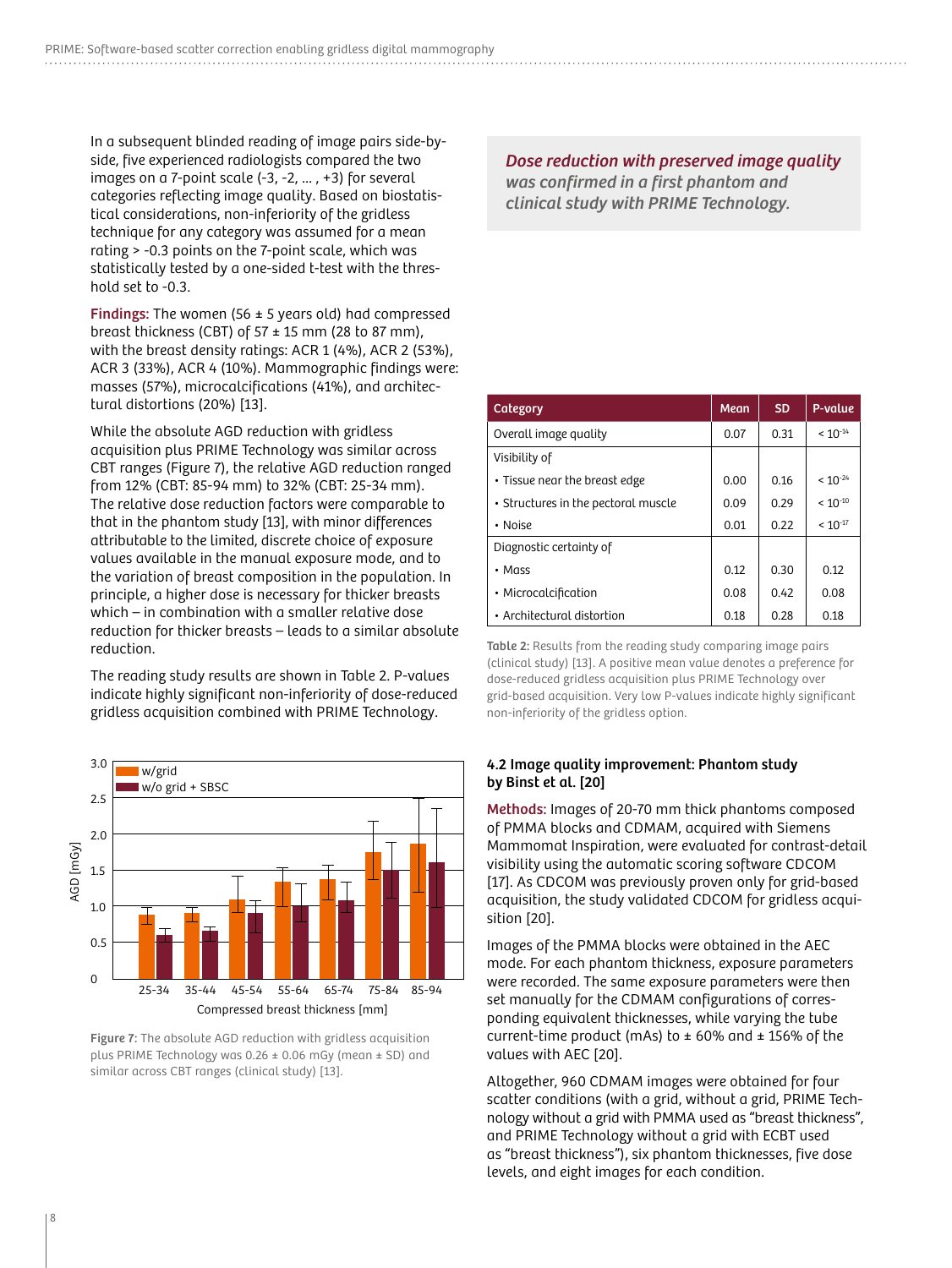In a subsequent blinded reading of image pairs side-by-side, five experienced radiologists compared the two images on a 7-point scale (-3, -2, … , +3) for several categories reflecting image quality. Based on biostatistical considerations, non-inferiority of the gridless technique for any category was assumed for a mean rating > -0.3 points on the 7-point scale, which was statistically tested by a one-sided t-test with the threshold set to -0.3.

**Findings:** The women (56 ± 5 years old) had compressed breast thickness (CBT) of 57 ± 15 mm (28 to 87 mm), with the breast density ratings: ACR 1 (4%), ACR 2 (53%), ACR 3 (33%), ACR 4 (10%). Mammographic findings were: masses (57%), microcalcifications (41%), and architectural distortions (20%) [13].

While the absolute AGD reduction with gridless acquisition plus PRIME Technology was similar across CBT ranges (Figure 7), the relative AGD reduction ranged from 12% (CBT: 85-94 mm) to 32% (CBT: 25-34 mm). The relative dose reduction factors were comparable to that in the phantom study [13], with minor differences attributable to the limited, discrete choice of exposure values available in the manual exposure mode, and to the variation of breast composition in the population. In principle, a higher dose is necessary for thicker breasts which – in combination with a smaller relative dose reduction for thicker breasts – leads to a similar absolute reduction.

The reading study results are shown in Table 2. P-values indicate highly significant non-inferiority of dose-reduced gridless acquisition combined with PRIME Technology.

Figure 7: The absolute AGD reduction with gridless acquisition plus PRIME Technology was 0.26 ± 0.06 mGy (mean ± SD) and similar across CBT ranges (clinical study) [13].

***Dose reduction with preserved image quality was confirmed in a first phantom and clinical study with PRIME Technology.***

| Category | Mean | SD | P-value |
|---|---|---|---|
| Overall image quality | 0.07 | 0.31 | $< 10^{-14}$ |
| Visibility of | | | |
| • Tissue near the breast edge | 0.00 | 0.16 | $< 10^{-24}$ |
| • Structures in the pectoral muscle | 0.09 | 0.29 | $< 10^{-10}$ |
| • Noise | 0.01 | 0.22 | $< 10^{-17}$ |
| Diagnostic certainty of | | | |
| • Mass | 0.12 | 0.30 | 0.12 |
| • Microcalcification | 0.08 | 0.42 | 0.08 |
| • Architectural distortion | 0.18 | 0.28 | 0.18 |

Table 2: Results from the reading study comparing image pairs (clinical study) [13]. A positive mean value denotes a preference for dose-reduced gridless acquisition plus PRIME Technology over grid-based acquisition. Very low P-values indicate highly significant non-inferiority of the gridless option.

### 4.2 Image quality improvement: Phantom study by Binst et al. [20]

**Methods:** Images of 20-70 mm thick phantoms composed of PMMA blocks and CDMAM, acquired with Siemens Mammomat Inspiration, were evaluated for contrast-detail visibility using the automatic scoring software CDCOM [17]. As CDCOM was previously proven only for grid-based acquisition, the study validated CDCOM for gridless acquisition [20].

Images of the PMMA blocks were obtained in the AEC mode. For each phantom thickness, exposure parameters were recorded. The same exposure parameters were then set manually for the CDMAM configurations of corresponding equivalent thicknesses, while varying the tube current-time product (mAs) to ± 60% and ± 156% of the values with AEC [20].

Altogether, 960 CDMAM images were obtained for four scatter conditions (with a grid, without a grid, PRIME Technology without a grid with PMMA used as “breast thickness”, and PRIME Technology without a grid with ECBT used as “breast thickness”), six phantom thicknesses, five dose levels, and eight images for each condition.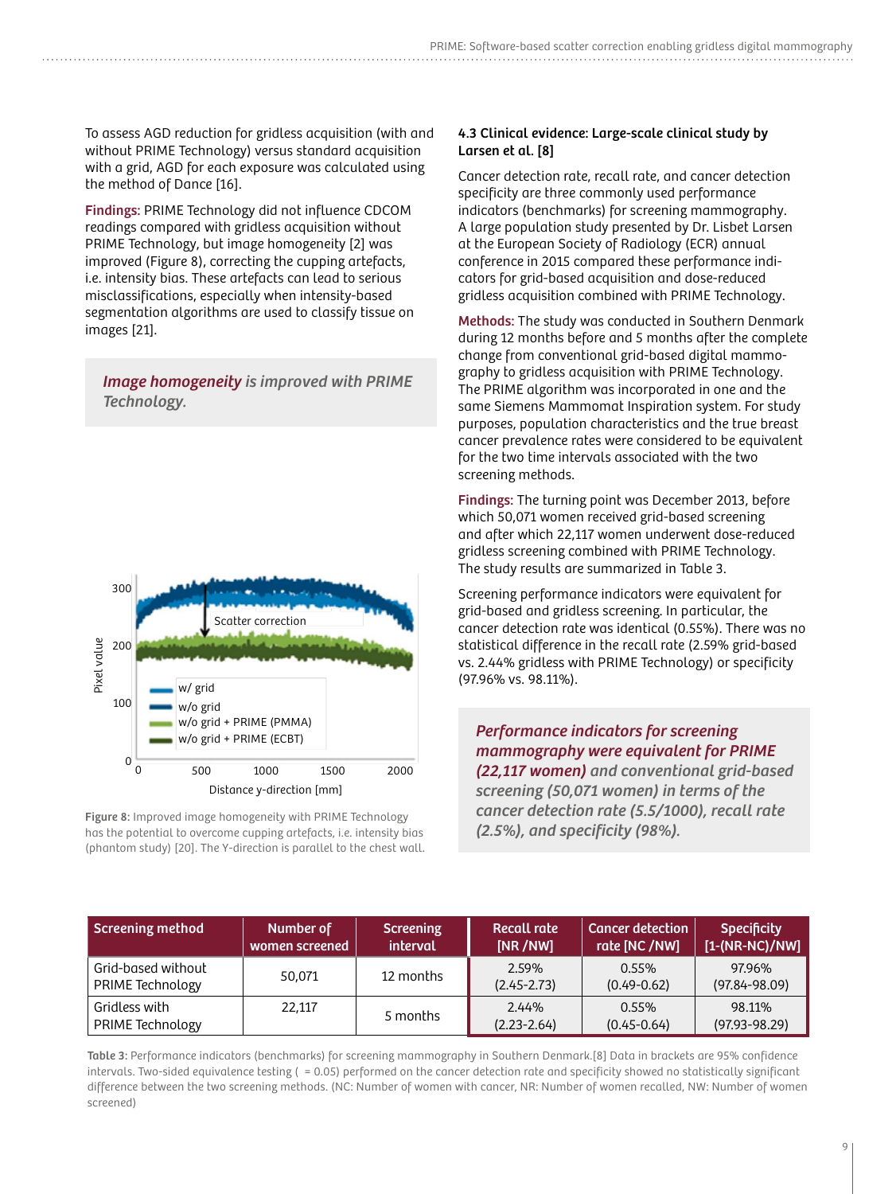To assess AGD reduction for gridless acquisition (with and without PRIME Technology) versus standard acquisition with a grid, AGD for each exposure was calculated using the method of Dance [16].

**Findings:** PRIME Technology did not influence CDCOM readings compared with gridless acquisition without PRIME Technology, but image homogeneity [2] was improved (Figure 8), correcting the cupping artefacts, i.e. intensity bias. These artefacts can lead to serious misclassifications, especially when intensity-based segmentation algorithms are used to classify tissue on images [21].

> ***Image homogeneity** is improved with PRIME Technology.*

Figure 8: Improved image homogeneity with PRIME Technology has the potential to overcome cupping artefacts, i.e. intensity bias (phantom study) [20]. The Y-direction is parallel to the chest wall.

### 4.3 Clinical evidence: Large-scale clinical study by Larsen et al. [8]

Cancer detection rate, recall rate, and cancer detection specificity are three commonly used performance indicators (benchmarks) for screening mammography. A large population study presented by Dr. Lisbet Larsen at the European Society of Radiology (ECR) annual conference in 2015 compared these performance indicators for grid-based acquisition and dose-reduced gridless acquisition combined with PRIME Technology.

**Methods:** The study was conducted in Southern Denmark during 12 months before and 5 months after the complete change from conventional grid-based digital mammography to gridless acquisition with PRIME Technology. The PRIME algorithm was incorporated in one and the same Siemens Mammomat Inspiration system. For study purposes, population characteristics and the true breast cancer prevalence rates were considered to be equivalent for the two time intervals associated with the two screening methods.

**Findings:** The turning point was December 2013, before which 50,071 women received grid-based screening and after which 22,117 women underwent dose-reduced gridless screening combined with PRIME Technology. The study results are summarized in Table 3.

Screening performance indicators were equivalent for grid-based and gridless screening. In particular, the cancer detection rate was identical (0.55%). There was no statistical difference in the recall rate (2.59% grid-based vs. 2.44% gridless with PRIME Technology) or specificity (97.96% vs. 98.11%).

> ***Performance indicators for screening mammography were equivalent for PRIME (22,117 women)** and conventional grid-based screening (50,071 women) in terms of the cancer detection rate (5.5/1000), recall rate (2.5%), and specificity (98%).*

| Screening method | Number of women screened | Screening interval | Recall rate [NR /NW] | Cancer detection rate [NC /NW] | Specificity [1-(NR-NC)/NW] |
|---|---|---|---|---|---|
| Grid-based without PRIME Technology | 50,071 | 12 months | 2.59% (2.45-2.73) | 0.55% (0.49-0.62) | 97.96% (97.84-98.09) |
| Gridless with PRIME Technology | 22,117 | 5 months | 2.44% (2.23-2.64) | 0.55% (0.45-0.64) | 98.11% (97.93-98.29) |

Table 3: Performance indicators (benchmarks) for screening mammography in Southern Denmark.[8] Data in brackets are 95% confidence intervals. Two-sided equivalence testing ( = 0.05) performed on the cancer detection rate and specificity showed no statistically significant difference between the two screening methods. (NC: Number of women with cancer, NR: Number of women recalled, NW: Number of women screened)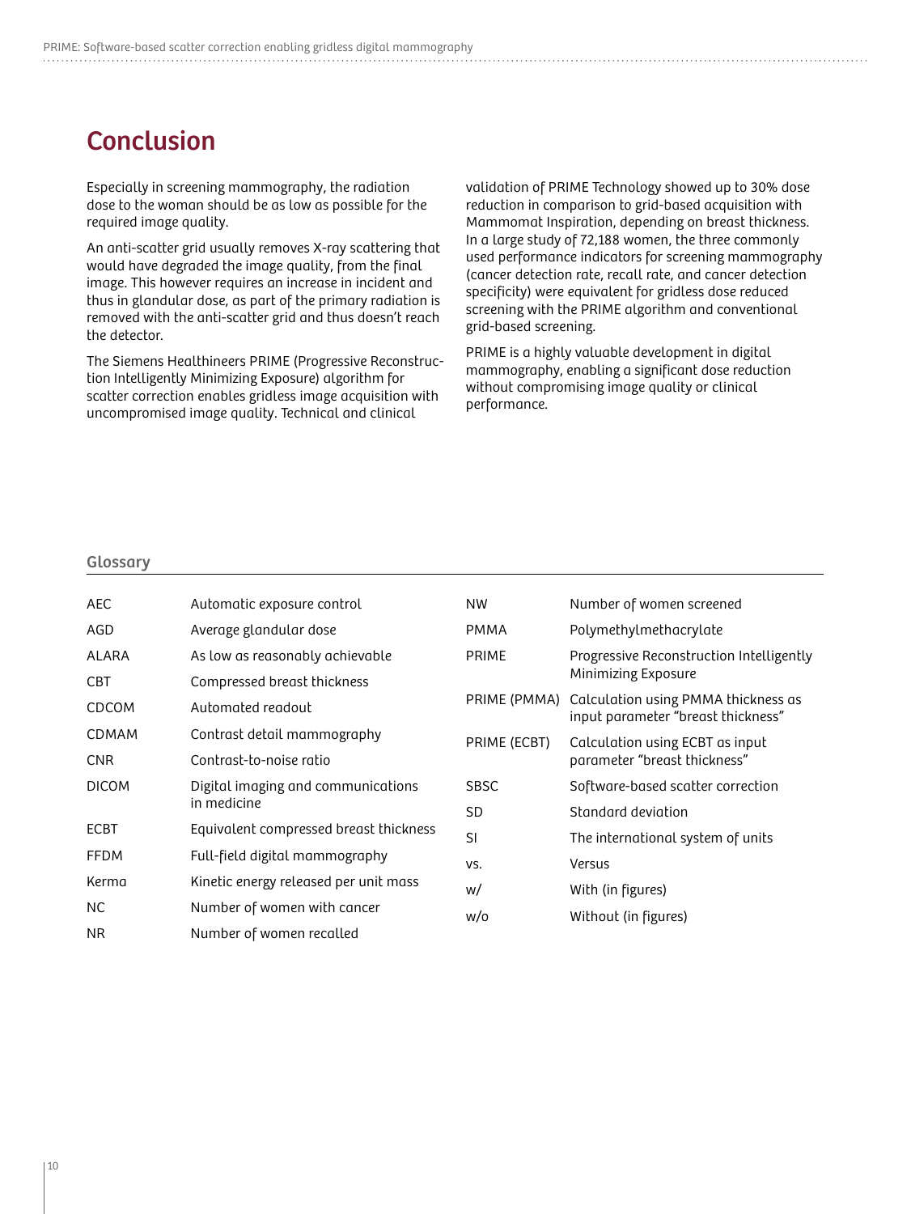## Conclusion

Especially in screening mammography, the radiation dose to the woman should be as low as possible for the required image quality.

An anti-scatter grid usually removes X-ray scattering that would have degraded the image quality, from the final image. This however requires an increase in incident and thus in glandular dose, as part of the primary radiation is removed with the anti-scatter grid and thus doesn't reach the detector.

The Siemens Healthineers PRIME (Progressive Reconstruction Intelligently Minimizing Exposure) algorithm for scatter correction enables gridless image acquisition with uncompromised image quality. Technical and clinical validation of PRIME Technology showed up to 30% dose reduction in comparison to grid-based acquisition with Mammomat Inspiration, depending on breast thickness. In a large study of 72,188 women, the three commonly used performance indicators for screening mammography (cancer detection rate, recall rate, and cancer detection specificity) were equivalent for gridless dose reduced screening with the PRIME algorithm and conventional grid-based screening.

PRIME is a highly valuable development in digital mammography, enabling a significant dose reduction without compromising image quality or clinical performance.

### Glossary

| | |
|---|---|
| AEC | Automatic exposure control |
| AGD | Average glandular dose |
| ALARA | As low as reasonably achievable |
| CBT | Compressed breast thickness |
| CDCOM | Automated readout |
| CDMAM | Contrast detail mammography |
| CNR | Contrast-to-noise ratio |
| DICOM | Digital imaging and communications in medicine |
| ECBT | Equivalent compressed breast thickness |
| FFDM | Full-field digital mammography |
| Kerma | Kinetic energy released per unit mass |
| NC | Number of women with cancer |
| NR | Number of women recalled |
| NW | Number of women screened |
| PMMA | Polymethylmethacrylate |
| PRIME | Progressive Reconstruction Intelligently Minimizing Exposure |
| PRIME (PMMA) | Calculation using PMMA thickness as input parameter "breast thickness" |
| PRIME (ECBT) | Calculation using ECBT as input parameter "breast thickness" |
| SBSC | Software-based scatter correction |
| SD | Standard deviation |
| SI | The international system of units |
| vs. | Versus |
| w/ | With (in figures) |
| w/o | Without (in figures) |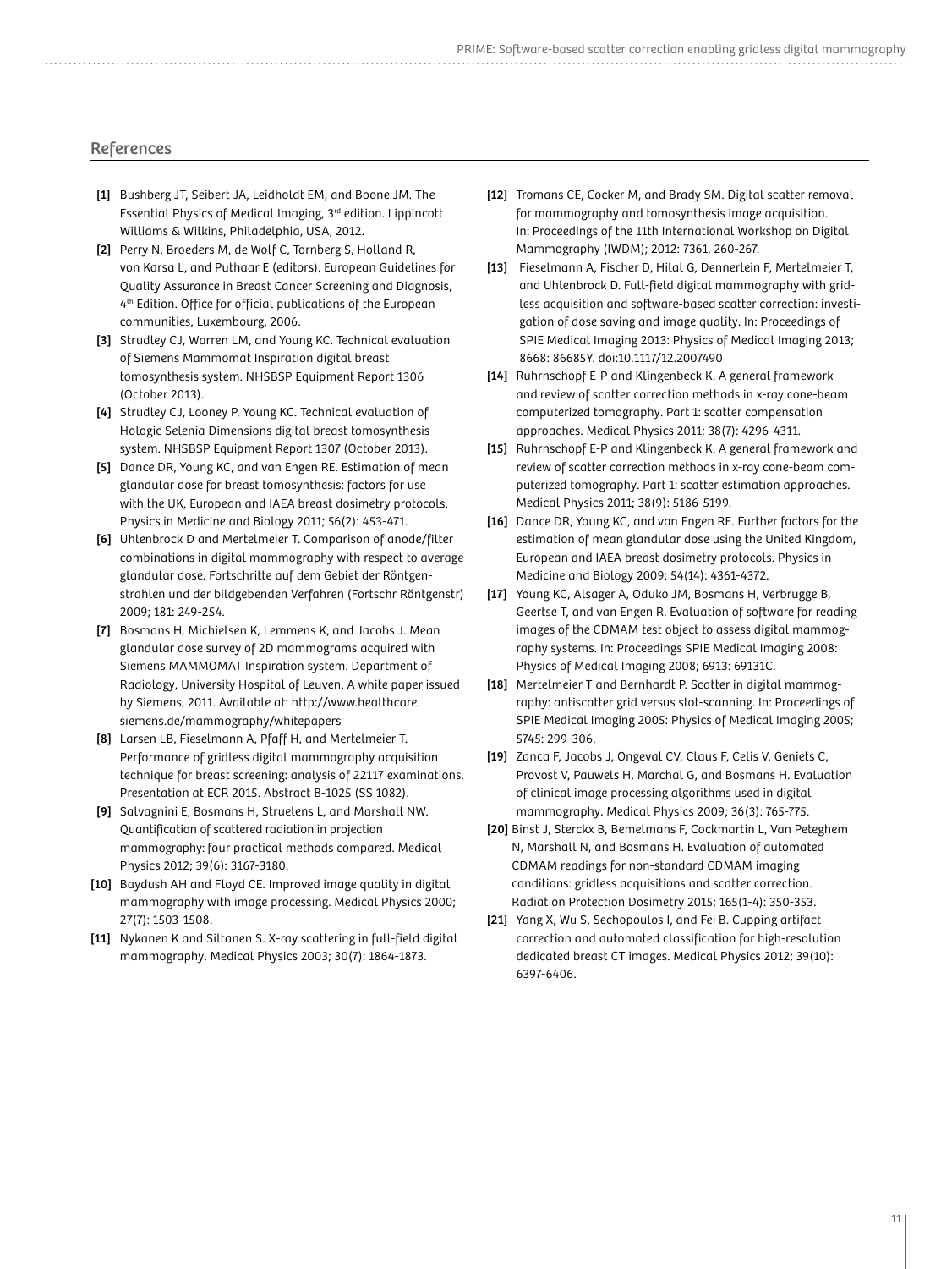## References

**[1]** Bushberg JT, Seibert JA, Leidholdt EM, and Boone JM. The Essential Physics of Medical Imaging, 3rd edition. Lippincott Williams & Wilkins, Philadelphia, USA, 2012.

**[2]** Perry N, Broeders M, de Wolf C, Tornberg S, Holland R, von Karsa L, and Puthaar E (editors). European Guidelines for Quality Assurance in Breast Cancer Screening and Diagnosis, 4th Edition. Office for official publications of the European communities, Luxembourg, 2006.

**[3]** Strudley CJ, Warren LM, and Young KC. Technical evaluation of Siemens Mammomat Inspiration digital breast tomosynthesis system. NHSBSP Equipment Report 1306 (October 2013).

**[4]** Strudley CJ, Looney P, Young KC. Technical evaluation of Hologic Selenia Dimensions digital breast tomosynthesis system. NHSBSP Equipment Report 1307 (October 2013).

**[5]** Dance DR, Young KC, and van Engen RE. Estimation of mean glandular dose for breast tomosynthesis: factors for use with the UK, European and IAEA breast dosimetry protocols. Physics in Medicine and Biology 2011; 56(2): 453-471.

**[6]** Uhlenbrock D and Mertelmeier T. Comparison of anode/filter combinations in digital mammography with respect to average glandular dose. Fortschritte auf dem Gebiet der Röntgenstrahlen und der bildgebenden Verfahren (Fortschr Röntgenstr) 2009; 181: 249-254.

**[7]** Bosmans H, Michielsen K, Lemmens K, and Jacobs J. Mean glandular dose survey of 2D mammograms acquired with Siemens MAMMOMAT Inspiration system. Department of Radiology, University Hospital of Leuven. A white paper issued by Siemens, 2011. Available at: http://www.healthcare.siemens.de/mammography/whitepapers

**[8]** Larsen LB, Fieselmann A, Pfaff H, and Mertelmeier T. Performance of gridless digital mammography acquisition technique for breast screening: analysis of 22117 examinations. Presentation at ECR 2015. Abstract B-1025 (SS 1082).

**[9]** Salvagnini E, Bosmans H, Struelens L, and Marshall NW. Quantification of scattered radiation in projection mammography: four practical methods compared. Medical Physics 2012; 39(6): 3167-3180.

**[10]** Baydush AH and Floyd CE. Improved image quality in digital mammography with image processing. Medical Physics 2000; 27(7): 1503-1508.

**[11]** Nykanen K and Siltanen S. X-ray scattering in full-field digital mammography. Medical Physics 2003; 30(7): 1864-1873.

**[12]** Tromans CE, Cocker M, and Brady SM. Digital scatter removal for mammography and tomosynthesis image acquisition. In: Proceedings of the 11th International Workshop on Digital Mammography (IWDM); 2012: 7361, 260-267.

**[13]** Fieselmann A, Fischer D, Hilal G, Dennerlein F, Mertelmeier T, and Uhlenbrock D. Full-field digital mammography with gridless acquisition and software-based scatter correction: investigation of dose saving and image quality. In: Proceedings of SPIE Medical Imaging 2013: Physics of Medical Imaging 2013; 8668: 86685Y. doi:10.1117/12.2007490

**[14]** Ruhrnschopf E-P and Klingenbeck K. A general framework and review of scatter correction methods in x-ray cone-beam computerized tomography. Part 1: scatter compensation approaches. Medical Physics 2011; 38(7): 4296-4311.

**[15]** Ruhrnschopf E-P and Klingenbeck K. A general framework and review of scatter correction methods in x-ray cone-beam computerized tomography. Part 1: scatter estimation approaches. Medical Physics 2011; 38(9): 5186-5199.

**[16]** Dance DR, Young KC, and van Engen RE. Further factors for the estimation of mean glandular dose using the United Kingdom, European and IAEA breast dosimetry protocols. Physics in Medicine and Biology 2009; 54(14): 4361-4372.

**[17]** Young KC, Alsager A, Oduko JM, Bosmans H, Verbrugge B, Geertse T, and van Engen R. Evaluation of software for reading images of the CDMAM test object to assess digital mammography systems. In: Proceedings SPIE Medical Imaging 2008: Physics of Medical Imaging 2008; 6913: 69131C.

**[18]** Mertelmeier T and Bernhardt P. Scatter in digital mammography: antiscatter grid versus slot-scanning. In: Proceedings of SPIE Medical Imaging 2005: Physics of Medical Imaging 2005; 5745: 299-306.

**[19]** Zanca F, Jacobs J, Ongeval CV, Claus F, Celis V, Geniets C, Provost V, Pauwels H, Marchal G, and Bosmans H. Evaluation of clinical image processing algorithms used in digital mammography. Medical Physics 2009; 36(3): 765-775.

**[20]** Binst J, Sterckx B, Bemelmans F, Cockmartin L, Van Peteghem N, Marshall N, and Bosmans H. Evaluation of automated CDMAM readings for non-standard CDMAM imaging conditions: gridless acquisitions and scatter correction. Radiation Protection Dosimetry 2015; 165(1-4): 350-353.

**[21]** Yang X, Wu S, Sechopoulos I, and Fei B. Cupping artifact correction and automated classification for high-resolution dedicated breast CT images. Medical Physics 2012; 39(10): 6397-6406.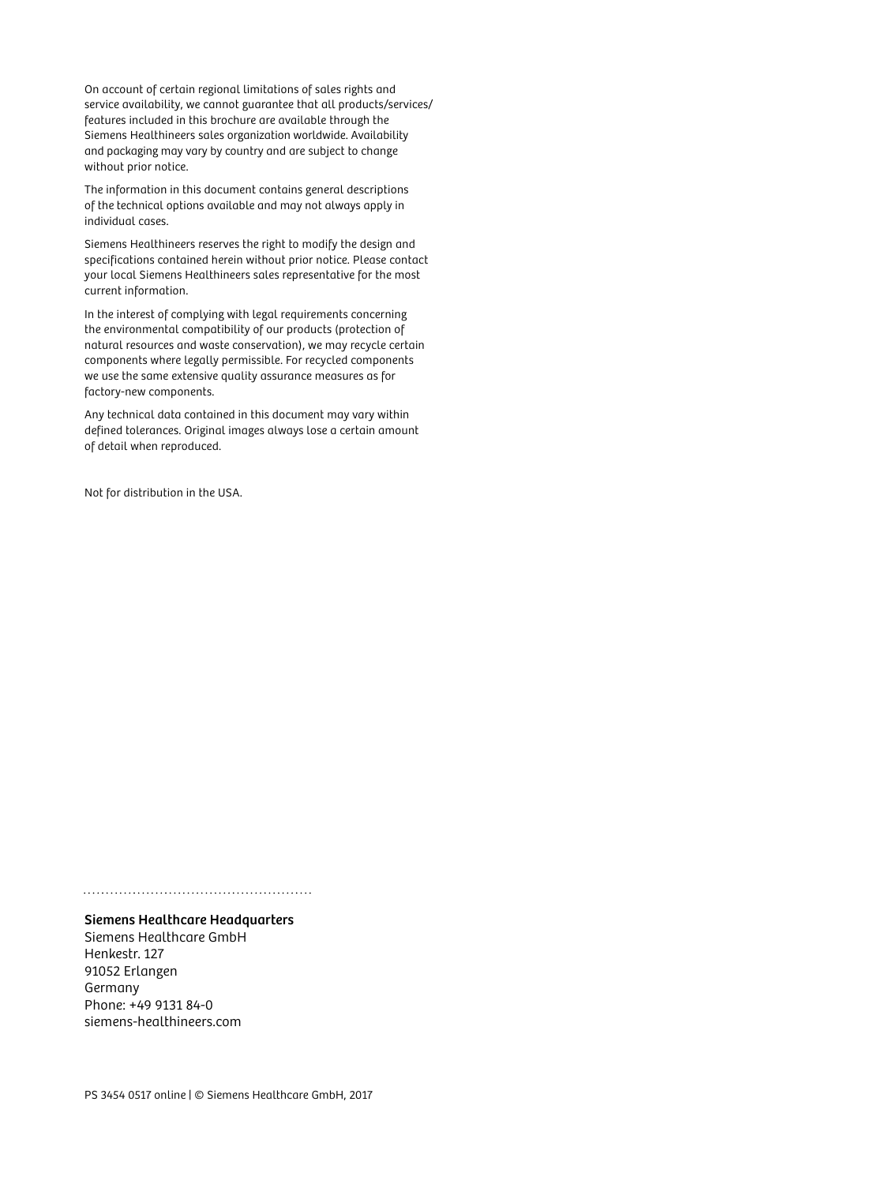On account of certain regional limitations of sales rights and service availability, we cannot guarantee that all products/services/features included in this brochure are available through the Siemens Healthineers sales organization worldwide. Availability and packaging may vary by country and are subject to change without prior notice.

The information in this document contains general descriptions of the technical options available and may not always apply in individual cases.

Siemens Healthineers reserves the right to modify the design and specifications contained herein without prior notice. Please contact your local Siemens Healthineers sales representative for the most current information.

In the interest of complying with legal requirements concerning the environmental compatibility of our products (protection of natural resources and waste conservation), we may recycle certain components where legally permissible. For recycled components we use the same extensive quality assurance measures as for factory-new components.

Any technical data contained in this document may vary within defined tolerances. Original images always lose a certain amount of detail when reproduced.

Not for distribution in the USA.

**Siemens Healthcare Headquarters**
Siemens Healthcare GmbH
Henkestr. 127
91052 Erlangen
Germany
Phone: +49 9131 84-0
siemens-healthineers.com

PS 3454 0517 online | © Siemens Healthcare GmbH, 2017